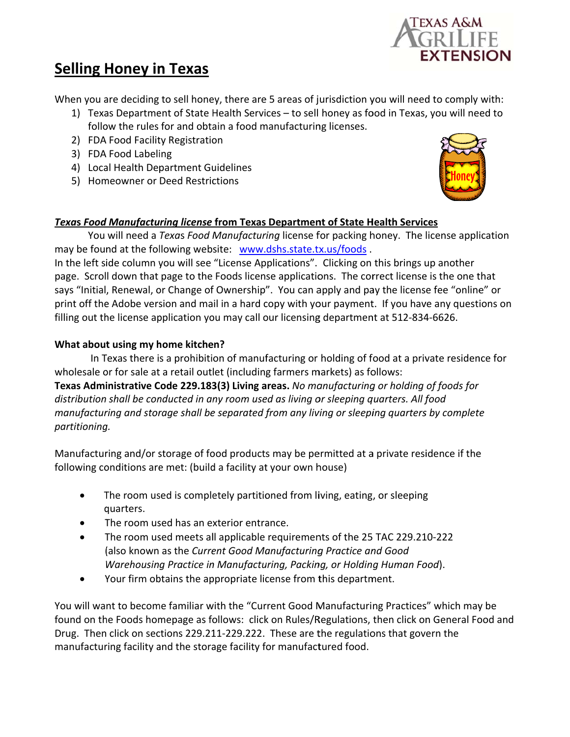# Selling Honey in Texas

When you are deciding to sell honey, there are 5 areas of jurisdiction you will need to comply with:

1) Texas Department of State Health Services – to sell honey as food in Texas, you will need to follow the rules for and obtain a food manufacturing licenses.
2) FDA Food Facility Registration
3) FDA Food Labeling
4) Local Health Department Guidelines
5) Homeowner or Deed Restrictions

## ***Texas Food Manufacturing license* from Texas Department of State Health Services**

You will need a *Texas Food Manufacturing* license for packing honey. The license application may be found at the following website: www.dshs.state.tx.us/foods .
In the left side column you will see "License Applications". Clicking on this brings up another page. Scroll down that page to the Foods license applications. The correct license is the one that says "Initial, Renewal, or Change of Ownership". You can apply and pay the license fee "online" or print off the Adobe version and mail in a hard copy with your payment. If you have any questions on filling out the license application you may call our licensing department at 512-834-6626.

**What about using my home kitchen?**

In Texas there is a prohibition of manufacturing or holding of food at a private residence for wholesale or for sale at a retail outlet (including farmers markets) as follows:
**Texas Administrative Code 229.183(3) Living areas.** *No manufacturing or holding of foods for distribution shall be conducted in any room used as living or sleeping quarters. All food manufacturing and storage shall be separated from any living or sleeping quarters by complete partitioning.*

Manufacturing and/or storage of food products may be permitted at a private residence if the following conditions are met: (build a facility at your own house)

- The room used is completely partitioned from living, eating, or sleeping quarters.
- The room used has an exterior entrance.
- The room used meets all applicable requirements of the 25 TAC 229.210-222 (also known as the *Current Good Manufacturing Practice and Good Warehousing Practice in Manufacturing, Packing, or Holding Human Food*).
- Your firm obtains the appropriate license from this department.

You will want to become familiar with the "Current Good Manufacturing Practices" which may be found on the Foods homepage as follows: click on Rules/Regulations, then click on General Food and Drug. Then click on sections 229.211-229.222. These are the regulations that govern the manufacturing facility and the storage facility for manufactured food.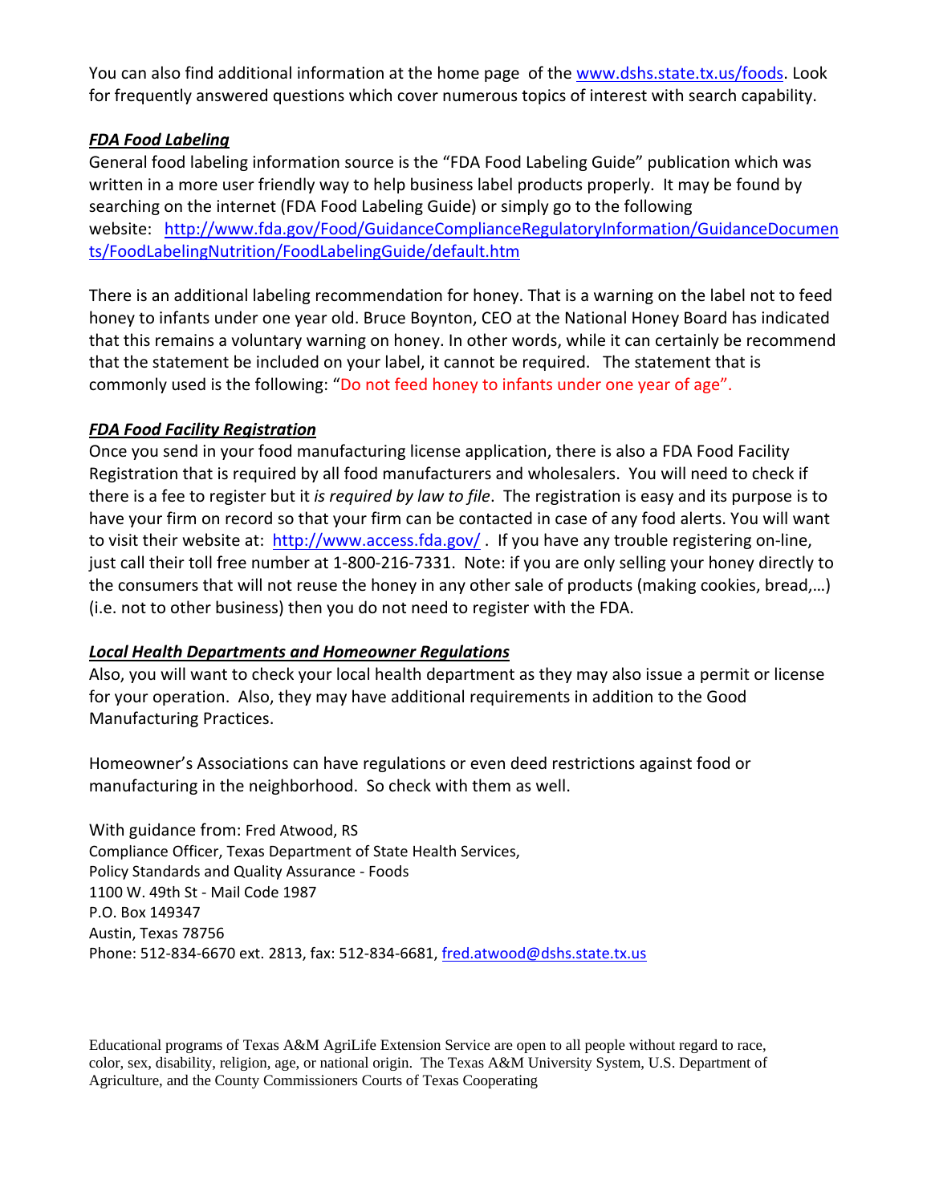You can also find additional information at the home page of the www.dshs.state.tx.us/foods. Look for frequently answered questions which cover numerous topics of interest with search capability.

***FDA Food Labeling***

General food labeling information source is the "FDA Food Labeling Guide" publication which was written in a more user friendly way to help business label products properly. It may be found by searching on the internet (FDA Food Labeling Guide) or simply go to the following website: http://www.fda.gov/Food/GuidanceComplianceRegulatoryInformation/GuidanceDocuments/FoodLabelingNutrition/FoodLabelingGuide/default.htm

There is an additional labeling recommendation for honey. That is a warning on the label not to feed honey to infants under one year old. Bruce Boynton, CEO at the National Honey Board has indicated that this remains a voluntary warning on honey. In other words, while it can certainly be recommend that the statement be included on your label, it cannot be required. The statement that is commonly used is the following: "Do not feed honey to infants under one year of age".

***FDA Food Facility Registration***

Once you send in your food manufacturing license application, there is also a FDA Food Facility Registration that is required by all food manufacturers and wholesalers. You will need to check if there is a fee to register but it *is required by law to file*. The registration is easy and its purpose is to have your firm on record so that your firm can be contacted in case of any food alerts. You will want to visit their website at: http://www.access.fda.gov/ . If you have any trouble registering on-line, just call their toll free number at 1-800-216-7331. Note: if you are only selling your honey directly to the consumers that will not reuse the honey in any other sale of products (making cookies, bread,…) (i.e. not to other business) then you do not need to register with the FDA.

***Local Health Departments and Homeowner Regulations***

Also, you will want to check your local health department as they may also issue a permit or license for your operation. Also, they may have additional requirements in addition to the Good Manufacturing Practices.

Homeowner's Associations can have regulations or even deed restrictions against food or manufacturing in the neighborhood. So check with them as well.

With guidance from: Fred Atwood, RS
Compliance Officer, Texas Department of State Health Services,
Policy Standards and Quality Assurance - Foods
1100 W. 49th St - Mail Code 1987
P.O. Box 149347
Austin, Texas 78756
Phone: 512-834-6670 ext. 2813, fax: 512-834-6681, fred.atwood@dshs.state.tx.us

Educational programs of Texas A&M AgriLife Extension Service are open to all people without regard to race, color, sex, disability, religion, age, or national origin. The Texas A&M University System, U.S. Department of Agriculture, and the County Commissioners Courts of Texas Cooperating